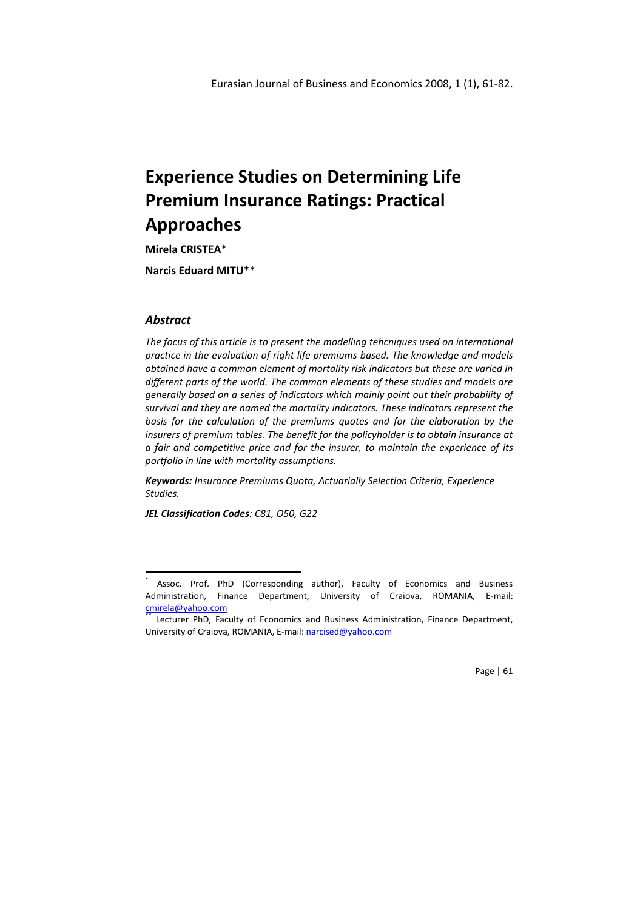# Experience Studies on Determining Life Premium Insurance Ratings: Practical Approaches

**Mirela CRISTEA**[*]

**Narcis Eduard MITU**[**]

## *Abstract*

*The focus of this article is to present the modelling tehcniques used on international practice in the evaluation of right life premiums based. The knowledge and models obtained have a common element of mortality risk indicators but these are varied in different parts of the world. The common elements of these studies and models are generally based on a series of indicators which mainly point out their probability of survival and they are named the mortality indicators. These indicators represent the basis for the calculation of the premiums quotes and for the elaboration by the insurers of premium tables. The benefit for the policyholder is to obtain insurance at a fair and competitive price and for the insurer, to maintain the experience of its portfolio in line with mortality assumptions.*

***Keywords:*** *Insurance Premiums Quota, Actuarially Selection Criteria, Experience Studies.*

***JEL Classification Codes****: C81, O50, G22*

---

[*] Assoc. Prof. PhD (Corresponding author), Faculty of Economics and Business Administration, Finance Department, University of Craiova, ROMANIA, E-mail: cmirela@yahoo.com

[**] Lecturer PhD, Faculty of Economics and Business Administration, Finance Department, University of Craiova, ROMANIA, E-mail: narcised@yahoo.com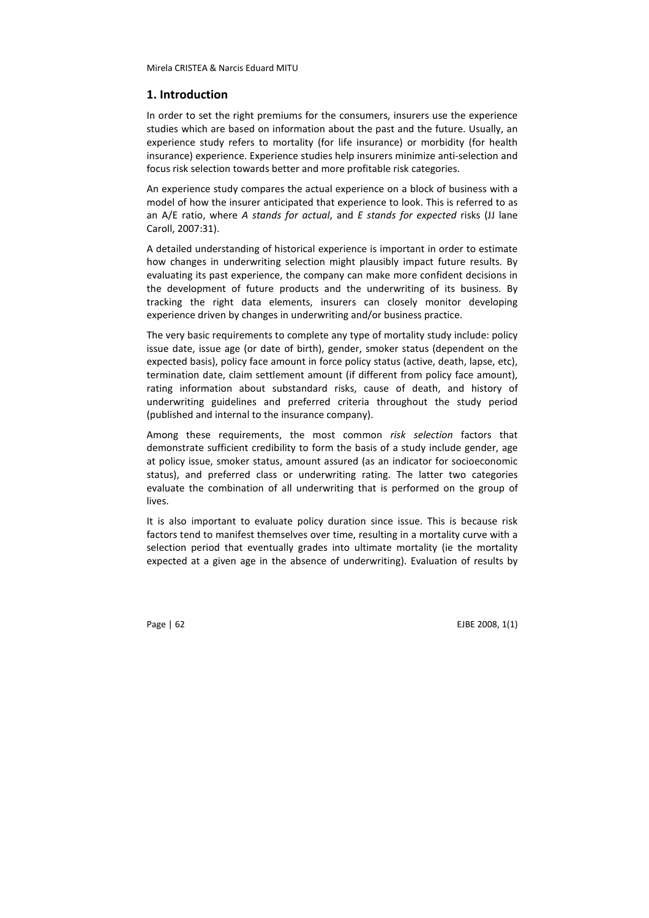## 1. Introduction

In order to set the right premiums for the consumers, insurers use the experience studies which are based on information about the past and the future. Usually, an experience study refers to mortality (for life insurance) or morbidity (for health insurance) experience. Experience studies help insurers minimize anti-selection and focus risk selection towards better and more profitable risk categories.

An experience study compares the actual experience on a block of business with a model of how the insurer anticipated that experience to look. This is referred to as an A/E ratio, where *A stands for actual*, and *E stands for expected* risks (JJ lane Caroll, 2007:31).

A detailed understanding of historical experience is important in order to estimate how changes in underwriting selection might plausibly impact future results. By evaluating its past experience, the company can make more confident decisions in the development of future products and the underwriting of its business. By tracking the right data elements, insurers can closely monitor developing experience driven by changes in underwriting and/or business practice.

The very basic requirements to complete any type of mortality study include: policy issue date, issue age (or date of birth), gender, smoker status (dependent on the expected basis), policy face amount in force policy status (active, death, lapse, etc), termination date, claim settlement amount (if different from policy face amount), rating information about substandard risks, cause of death, and history of underwriting guidelines and preferred criteria throughout the study period (published and internal to the insurance company).

Among these requirements, the most common *risk selection* factors that demonstrate sufficient credibility to form the basis of a study include gender, age at policy issue, smoker status, amount assured (as an indicator for socioeconomic status), and preferred class or underwriting rating. The latter two categories evaluate the combination of all underwriting that is performed on the group of lives.

It is also important to evaluate policy duration since issue. This is because risk factors tend to manifest themselves over time, resulting in a mortality curve with a selection period that eventually grades into ultimate mortality (ie the mortality expected at a given age in the absence of underwriting). Evaluation of results by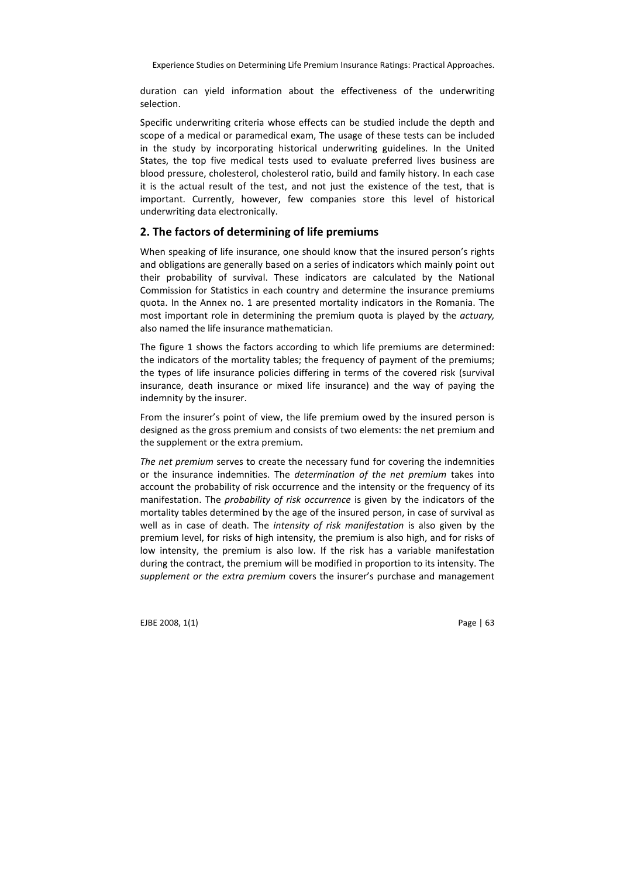duration can yield information about the effectiveness of the underwriting selection.

Specific underwriting criteria whose effects can be studied include the depth and scope of a medical or paramedical exam, The usage of these tests can be included in the study by incorporating historical underwriting guidelines. In the United States, the top five medical tests used to evaluate preferred lives business are blood pressure, cholesterol, cholesterol ratio, build and family history. In each case it is the actual result of the test, and not just the existence of the test, that is important. Currently, however, few companies store this level of historical underwriting data electronically.

## 2. The factors of determining of life premiums

When speaking of life insurance, one should know that the insured person's rights and obligations are generally based on a series of indicators which mainly point out their probability of survival. These indicators are calculated by the National Commission for Statistics in each country and determine the insurance premiums quota. In the Annex no. 1 are presented mortality indicators in the Romania. The most important role in determining the premium quota is played by the *actuary,* also named the life insurance mathematician.

The figure 1 shows the factors according to which life premiums are determined: the indicators of the mortality tables; the frequency of payment of the premiums; the types of life insurance policies differing in terms of the covered risk (survival insurance, death insurance or mixed life insurance) and the way of paying the indemnity by the insurer.

From the insurer's point of view, the life premium owed by the insured person is designed as the gross premium and consists of two elements: the net premium and the supplement or the extra premium.

*The net premium* serves to create the necessary fund for covering the indemnities or the insurance indemnities. The *determination of the net premium* takes into account the probability of risk occurrence and the intensity or the frequency of its manifestation. The *probability of risk occurrence* is given by the indicators of the mortality tables determined by the age of the insured person, in case of survival as well as in case of death. The *intensity of risk manifestation* is also given by the premium level, for risks of high intensity, the premium is also high, and for risks of low intensity, the premium is also low. If the risk has a variable manifestation during the contract, the premium will be modified in proportion to its intensity. The *supplement or the extra premium* covers the insurer's purchase and management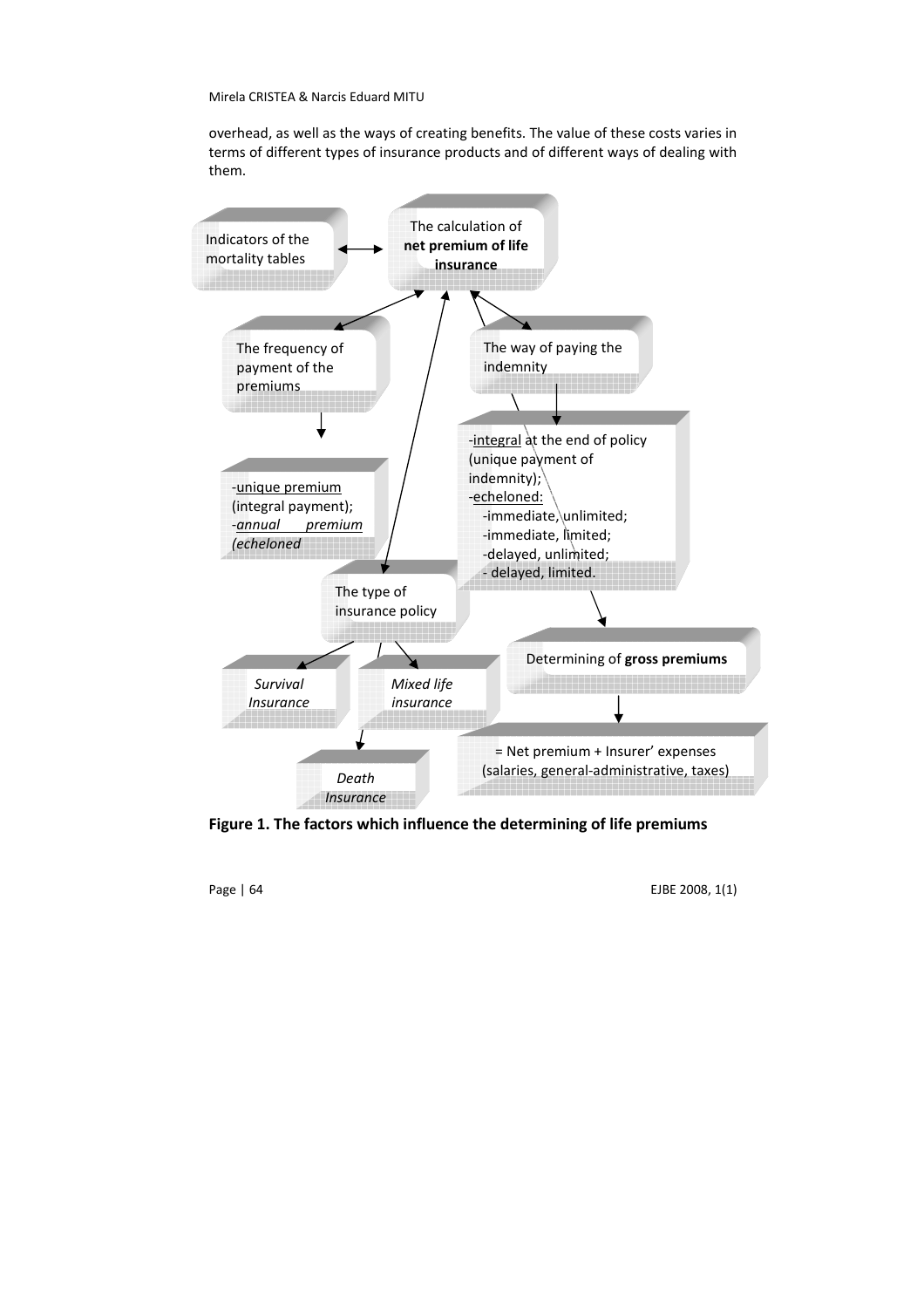overhead, as well as the ways of creating benefits. The value of these costs varies in terms of different types of insurance products and of different ways of dealing with them.

The calculation of **net premium of life insurance**

Indicators of the mortality tables

The frequency of payment of the premiums

- unique premium (integral payment);
- *annual premium (echeloned*

The way of paying the indemnity

- integral at the end of policy (unique payment of indemnity);
- echeloned:
  - immediate, unlimited;
  - immediate, limited;
  - delayed, unlimited;
  - delayed, limited.

The type of insurance policy

*Survival Insurance*

*Mixed life insurance*

*Death Insurance*

Determining of **gross premiums**

= Net premium + Insurer' expenses (salaries, general-administrative, taxes)

**Figure 1. The factors which influence the determining of life premiums**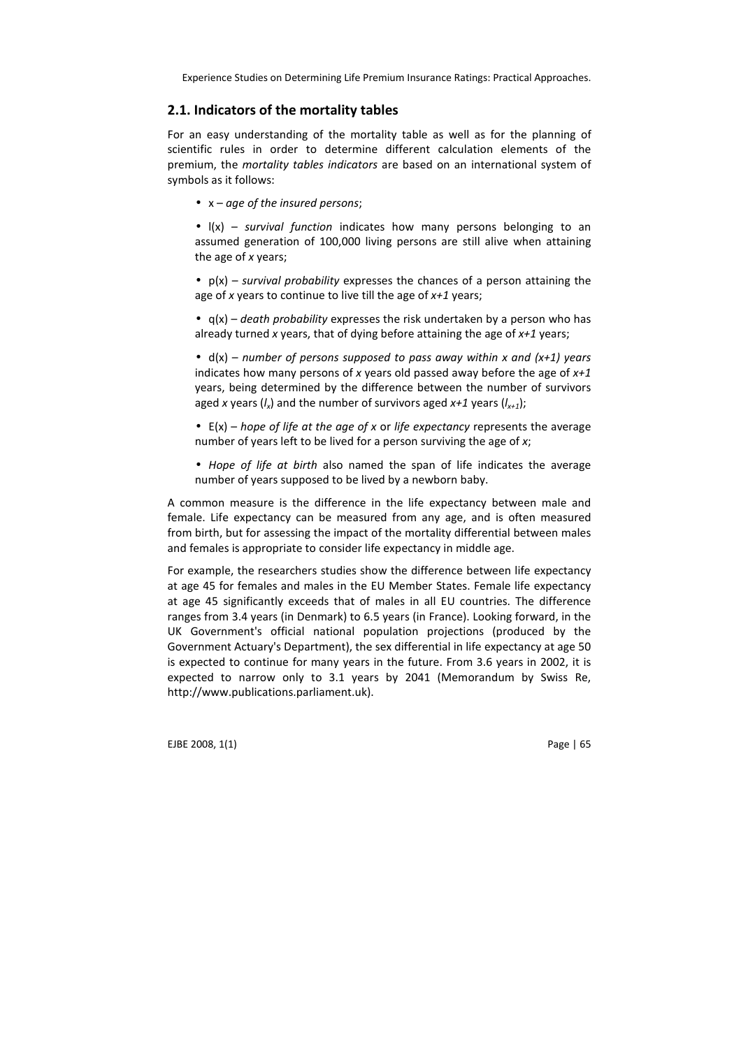## 2.1. Indicators of the mortality tables

For an easy understanding of the mortality table as well as for the planning of scientific rules in order to determine different calculation elements of the premium, the *mortality tables indicators* are based on an international system of symbols as it follows:

- x – *age of the insured persons*;
- l(x) – *survival function* indicates how many persons belonging to an assumed generation of 100,000 living persons are still alive when attaining the age of *x* years;
- p(x) – *survival probability* expresses the chances of a person attaining the age of *x* years to continue to live till the age of *x+1* years;
- q(x) – *death probability* expresses the risk undertaken by a person who has already turned *x* years, that of dying before attaining the age of *x+1* years;
- d(x) – *number of persons supposed to pass away within x and (x+1) years* indicates how many persons of *x* years old passed away before the age of *x+1* years, being determined by the difference between the number of survivors aged *x* years ($l_x$) and the number of survivors aged *x+1* years ($l_{x+1}$);
- E(x) – *hope of life at the age of x* or *life expectancy* represents the average number of years left to be lived for a person surviving the age of *x*;
- *Hope of life at birth* also named the span of life indicates the average number of years supposed to be lived by a newborn baby.

A common measure is the difference in the life expectancy between male and female. Life expectancy can be measured from any age, and is often measured from birth, but for assessing the impact of the mortality differential between males and females is appropriate to consider life expectancy in middle age.

For example, the researchers studies show the difference between life expectancy at age 45 for females and males in the EU Member States. Female life expectancy at age 45 significantly exceeds that of males in all EU countries. The difference ranges from 3.4 years (in Denmark) to 6.5 years (in France). Looking forward, in the UK Government's official national population projections (produced by the Government Actuary's Department), the sex differential in life expectancy at age 50 is expected to continue for many years in the future. From 3.6 years in 2002, it is expected to narrow only to 3.1 years by 2041 (Memorandum by Swiss Re, http://www.publications.parliament.uk).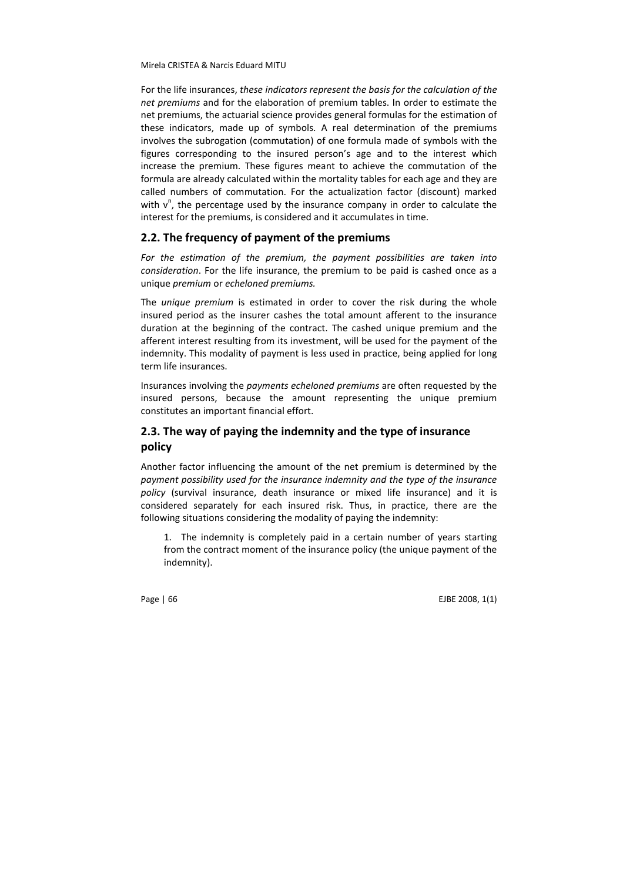For the life insurances, *these indicators represent the basis for the calculation of the net premiums* and for the elaboration of premium tables. In order to estimate the net premiums, the actuarial science provides general formulas for the estimation of these indicators, made up of symbols. A real determination of the premiums involves the subrogation (commutation) of one formula made of symbols with the figures corresponding to the insured person's age and to the interest which increase the premium. These figures meant to achieve the commutation of the formula are already calculated within the mortality tables for each age and they are called numbers of commutation. For the actualization factor (discount) marked with $v^n$, the percentage used by the insurance company in order to calculate the interest for the premiums, is considered and it accumulates in time.

## 2.2. The frequency of payment of the premiums

*For the estimation of the premium, the payment possibilities are taken into consideration*. For the life insurance, the premium to be paid is cashed once as a unique *premium* or *echeloned premiums.*

The *unique premium* is estimated in order to cover the risk during the whole insured period as the insurer cashes the total amount afferent to the insurance duration at the beginning of the contract. The cashed unique premium and the afferent interest resulting from its investment, will be used for the payment of the indemnity. This modality of payment is less used in practice, being applied for long term life insurances.

Insurances involving the *payments echeloned premiums* are often requested by the insured persons, because the amount representing the unique premium constitutes an important financial effort.

## 2.3. The way of paying the indemnity and the type of insurance policy

Another factor influencing the amount of the net premium is determined by the *payment possibility used for the insurance indemnity and the type of the insurance policy* (survival insurance, death insurance or mixed life insurance) and it is considered separately for each insured risk. Thus, in practice, there are the following situations considering the modality of paying the indemnity:

1. The indemnity is completely paid in a certain number of years starting from the contract moment of the insurance policy (the unique payment of the indemnity).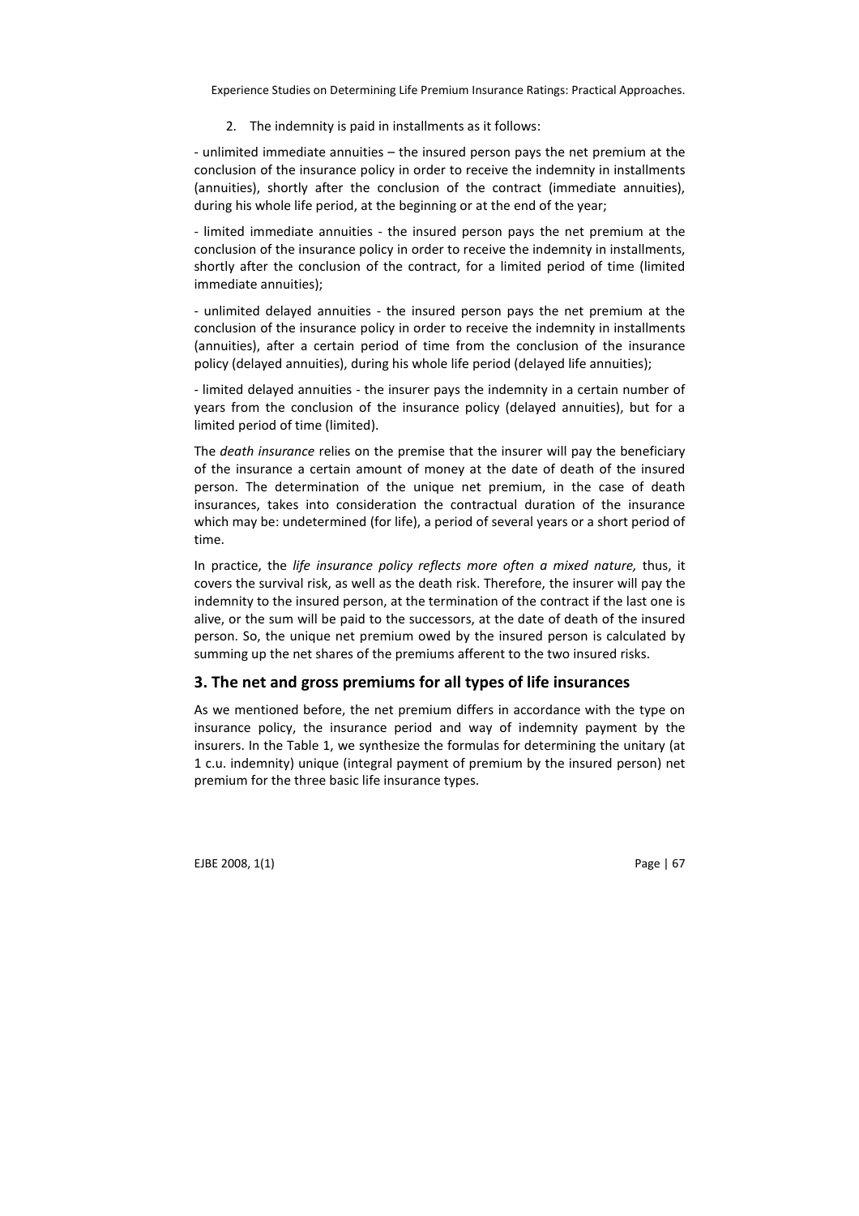2. The indemnity is paid in installments as it follows:

- unlimited immediate annuities – the insured person pays the net premium at the conclusion of the insurance policy in order to receive the indemnity in installments (annuities), shortly after the conclusion of the contract (immediate annuities), during his whole life period, at the beginning or at the end of the year;

- limited immediate annuities - the insured person pays the net premium at the conclusion of the insurance policy in order to receive the indemnity in installments, shortly after the conclusion of the contract, for a limited period of time (limited immediate annuities);

- unlimited delayed annuities - the insured person pays the net premium at the conclusion of the insurance policy in order to receive the indemnity in installments (annuities), after a certain period of time from the conclusion of the insurance policy (delayed annuities), during his whole life period (delayed life annuities);

- limited delayed annuities - the insurer pays the indemnity in a certain number of years from the conclusion of the insurance policy (delayed annuities), but for a limited period of time (limited).

The *death insurance* relies on the premise that the insurer will pay the beneficiary of the insurance a certain amount of money at the date of death of the insured person. The determination of the unique net premium, in the case of death insurances, takes into consideration the contractual duration of the insurance which may be: undetermined (for life), a period of several years or a short period of time.

In practice, the *life insurance policy reflects more often a mixed nature,* thus, it covers the survival risk, as well as the death risk. Therefore, the insurer will pay the indemnity to the insured person, at the termination of the contract if the last one is alive, or the sum will be paid to the successors, at the date of death of the insured person. So, the unique net premium owed by the insured person is calculated by summing up the net shares of the premiums afferent to the two insured risks.

## 3. The net and gross premiums for all types of life insurances

As we mentioned before, the net premium differs in accordance with the type on insurance policy, the insurance period and way of indemnity payment by the insurers. In the Table 1, we synthesize the formulas for determining the unitary (at 1 c.u. indemnity) unique (integral payment of premium by the insured person) net premium for the three basic life insurance types.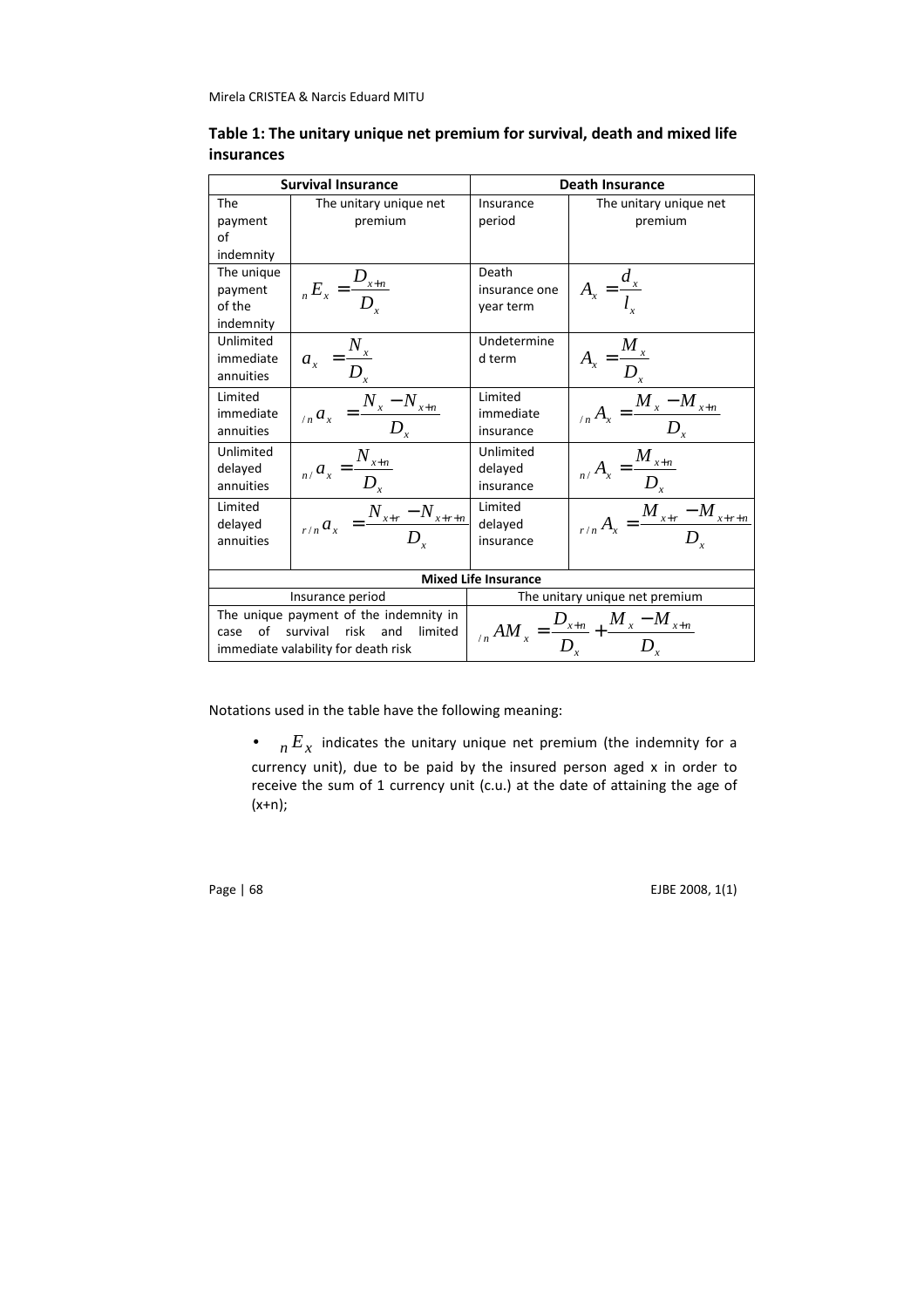**Table 1: The unitary unique net premium for survival, death and mixed life insurances**

| Survival Insurance | | Death Insurance | |
|---|---|---|---|
| The payment of indemnity | The unitary unique net premium | Insurance period | The unitary unique net premium |
| The unique payment of the indemnity | ${}_nE_x = \frac{D_{x+n}}{D_x}$ | Death insurance one year term | $A_x = \frac{d_x}{l_x}$ |
| Unlimited immediate annuities | $a_x = \frac{N_x}{D_x}$ | Undetermined term | $A_x = \frac{M_x}{D_x}$ |
| Limited immediate annuities | ${}_{/n}a_x = \frac{N_x - N_{x+n}}{D_x}$ | Limited immediate insurance | ${}_{/n}A_x = \frac{M_x - M_{x+n}}{D_x}$ |
| Unlimited delayed annuities | ${}_{n/}a_x = \frac{N_{x+n}}{D_x}$ | Unlimited delayed insurance | ${}_{n/}A_x = \frac{M_{x+n}}{D_x}$ |
| Limited delayed annuities | ${}_{r/n}a_x = \frac{N_{x+r} - N_{x+r+n}}{D_x}$ | Limited delayed insurance | ${}_{r/n}A_x = \frac{M_{x+r} - M_{x+r+n}}{D_x}$ |
| **Mixed Life Insurance** | | | |
| Insurance period | | The unitary unique net premium | |
| The unique payment of the indemnity in case of survival risk and limited immediate valability for death risk | | ${}_{/n}AM_x = \frac{D_{x+n}}{D_x} + \frac{M_x - M_{x+n}}{D_x}$ | |

Notations used in the table have the following meaning:

- ${}_nE_x$ indicates the unitary unique net premium (the indemnity for a currency unit), due to be paid by the insured person aged x in order to receive the sum of 1 currency unit (c.u.) at the date of attaining the age of (x+n);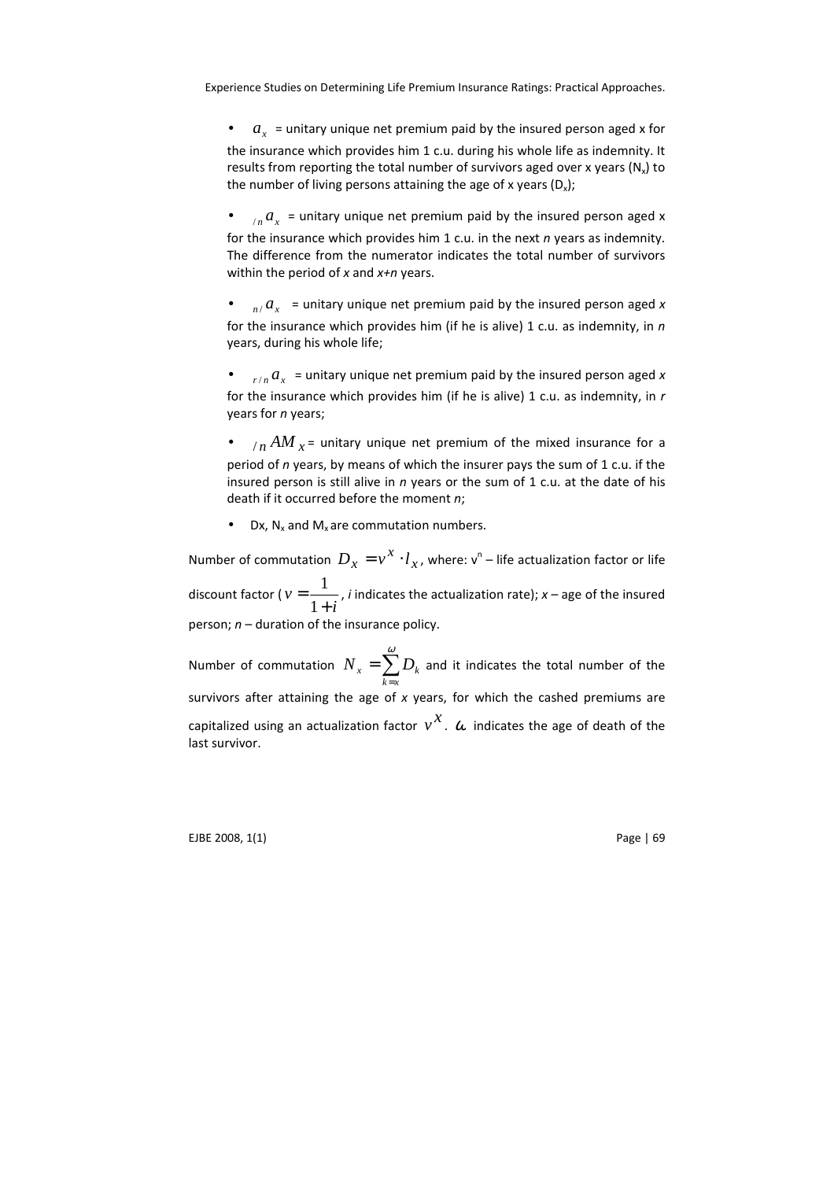- $a_x$ = unitary unique net premium paid by the insured person aged x for the insurance which provides him 1 c.u. during his whole life as indemnity. It results from reporting the total number of survivors aged over x years ($N_x$) to the number of living persons attaining the age of x years ($D_x$);

- ${}_{/n}a_x$ = unitary unique net premium paid by the insured person aged x for the insurance which provides him 1 c.u. in the next *n* years as indemnity. The difference from the numerator indicates the total number of survivors within the period of *x* and *x+n* years.

- ${}_{n/}a_x$ = unitary unique net premium paid by the insured person aged *x* for the insurance which provides him (if he is alive) 1 c.u. as indemnity, in *n* years, during his whole life;

- ${}_{r/n}a_x$ = unitary unique net premium paid by the insured person aged *x* for the insurance which provides him (if he is alive) 1 c.u. as indemnity, in *r* years for *n* years;

- ${}_{/n}AM_x$ = unitary unique net premium of the mixed insurance for a period of *n* years, by means of which the insurer pays the sum of 1 c.u. if the insured person is still alive in *n* years or the sum of 1 c.u. at the date of his death if it occurred before the moment *n*;

- Dx, $N_x$ and $M_x$ are commutation numbers.

Number of commutation $D_x = v^x \cdot l_x$, where: $v^n$ – life actualization factor or life discount factor ( $v = \frac{1}{1+i}$, *i* indicates the actualization rate); *x* – age of the insured person; *n* – duration of the insurance policy.

Number of commutation $N_x = \sum_{k=x}^{\omega} D_k$ and it indicates the total number of the survivors after attaining the age of *x* years, for which the cashed premiums are capitalized using an actualization factor $v^x$. $\omega$ indicates the age of death of the last survivor.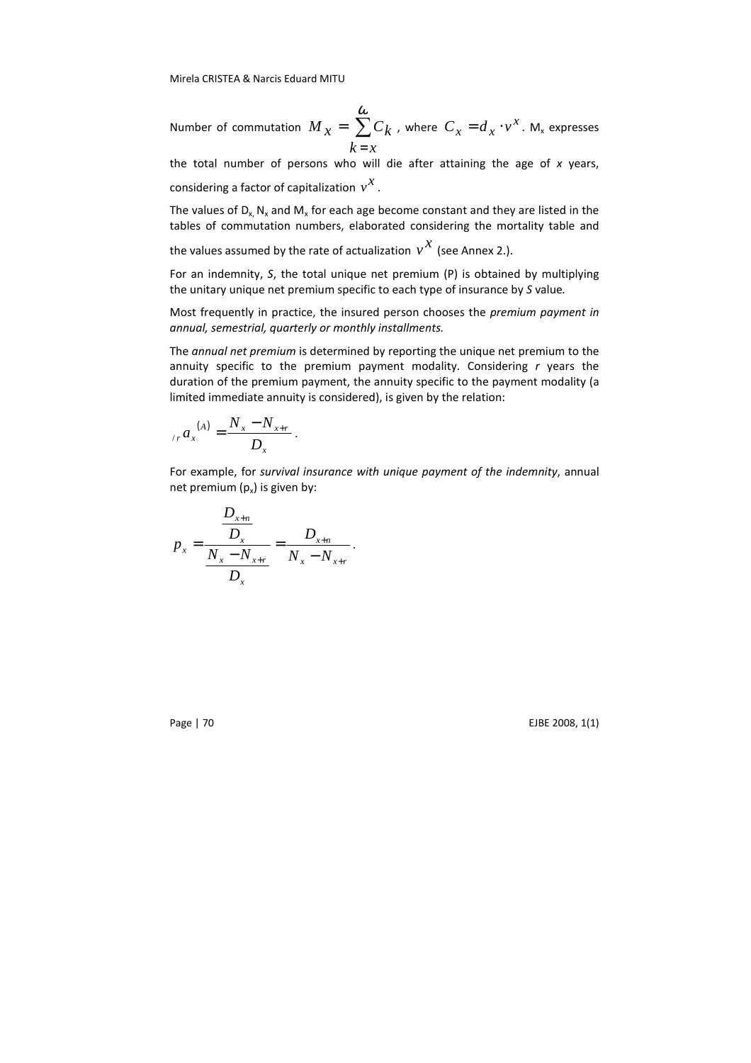Number of commutation $M_x = \sum_{k=x}^{\omega} C_k$, where $C_x = d_x \cdot v^x$. $M_x$ expresses the total number of persons who will die after attaining the age of *x* years, considering a factor of capitalization $v^x$.

The values of $D_x$, $N_x$ and $M_x$ for each age become constant and they are listed in the tables of commutation numbers, elaborated considering the mortality table and the values assumed by the rate of actualization $v^x$ (see Annex 2.).

For an indemnity, *S*, the total unique net premium (P) is obtained by multiplying the unitary unique net premium specific to each type of insurance by *S* value.

Most frequently in practice, the insured person chooses the *premium payment in annual, semestrial, quarterly or monthly installments.*

The *annual net premium* is determined by reporting the unique net premium to the annuity specific to the premium payment modality. Considering *r* years the duration of the premium payment, the annuity specific to the payment modality (a limited immediate annuity is considered), is given by the relation:

$$_{/r}a_x^{(A)} = \frac{N_x - N_{x+r}}{D_x}.$$

For example, for *survival insurance with unique payment of the indemnity*, annual net premium ($p_x$) is given by:

$$p_x = \frac{\dfrac{D_{x+n}}{D_x}}{\dfrac{N_x - N_{x+r}}{D_x}} = \frac{D_{x+n}}{N_x - N_{x+r}}.$$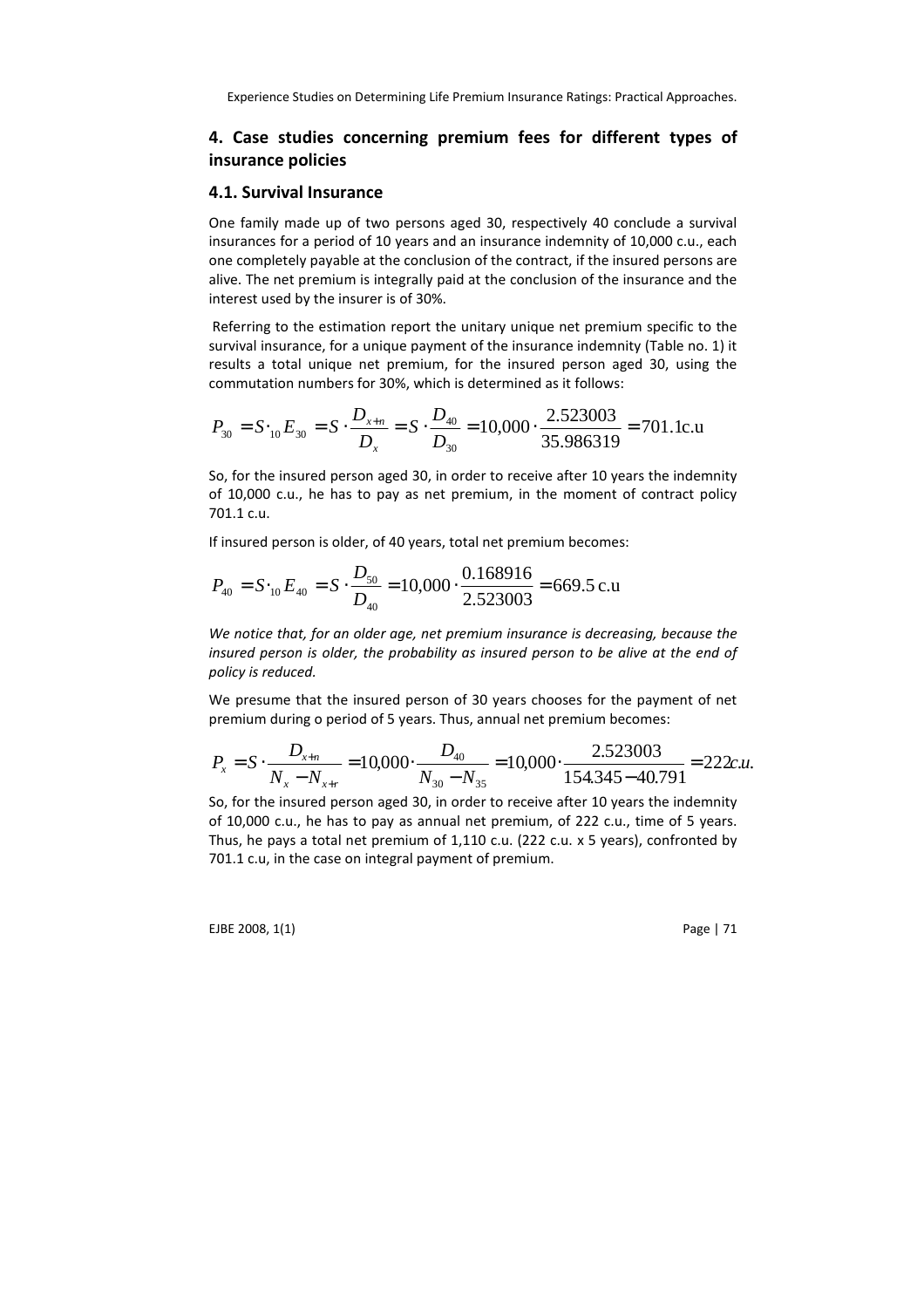## 4. Case studies concerning premium fees for different types of insurance policies

### 4.1. Survival Insurance

One family made up of two persons aged 30, respectively 40 conclude a survival insurances for a period of 10 years and an insurance indemnity of 10,000 c.u., each one completely payable at the conclusion of the contract, if the insured persons are alive. The net premium is integrally paid at the conclusion of the insurance and the interest used by the insurer is of 30%.

Referring to the estimation report the unitary unique net premium specific to the survival insurance, for a unique payment of the insurance indemnity (Table no. 1) it results a total unique net premium, for the insured person aged 30, using the commutation numbers for 30%, which is determined as it follows:

$$P_{30} = S \cdot {}_{10}E_{30} = S \cdot \frac{D_{x+n}}{D_x} = S \cdot \frac{D_{40}}{D_{30}} = 10{,}000 \cdot \frac{2.523003}{35.986319} = 701.1 \text{c.u}$$

So, for the insured person aged 30, in order to receive after 10 years the indemnity of 10,000 c.u., he has to pay as net premium, in the moment of contract policy 701.1 c.u.

If insured person is older, of 40 years, total net premium becomes:

$$P_{40} = S \cdot {}_{10}E_{40} = S \cdot \frac{D_{50}}{D_{40}} = 10{,}000 \cdot \frac{0.168916}{2.523003} = 669.5 \text{ c.u}$$

*We notice that, for an older age, net premium insurance is decreasing, because the insured person is older, the probability as insured person to be alive at the end of policy is reduced.*

We presume that the insured person of 30 years chooses for the payment of net premium during o period of 5 years. Thus, annual net premium becomes:

$$P_x = S \cdot \frac{D_{x+n}}{N_x - N_{x+r}} = 10{,}000 \cdot \frac{D_{40}}{N_{30} - N_{35}} = 10{,}000 \cdot \frac{2.523003}{154.345 - 40.791} = 222 c.u.$$

So, for the insured person aged 30, in order to receive after 10 years the indemnity of 10,000 c.u., he has to pay as annual net premium, of 222 c.u., time of 5 years. Thus, he pays a total net premium of 1,110 c.u. (222 c.u. x 5 years), confronted by 701.1 c.u, in the case on integral payment of premium.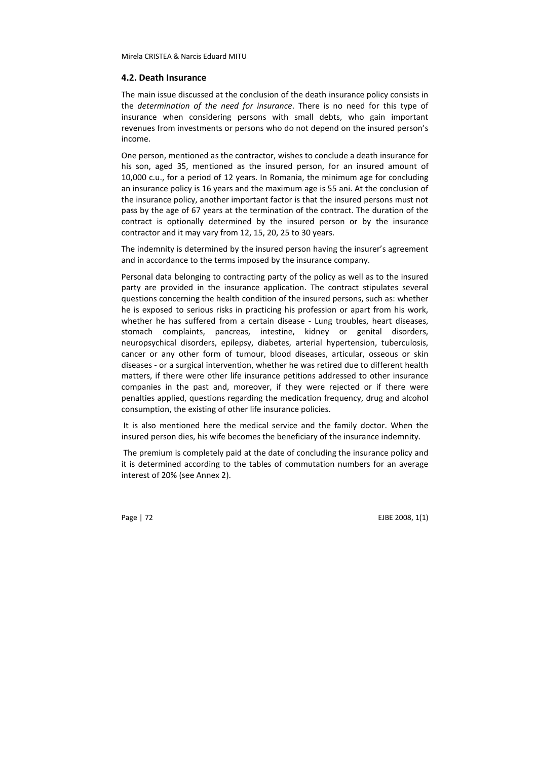### 4.2. Death Insurance

The main issue discussed at the conclusion of the death insurance policy consists in the *determination of the need for insurance*. There is no need for this type of insurance when considering persons with small debts, who gain important revenues from investments or persons who do not depend on the insured person's income.

One person, mentioned as the contractor, wishes to conclude a death insurance for his son, aged 35, mentioned as the insured person, for an insured amount of 10,000 c.u., for a period of 12 years. In Romania, the minimum age for concluding an insurance policy is 16 years and the maximum age is 55 ani. At the conclusion of the insurance policy, another important factor is that the insured persons must not pass by the age of 67 years at the termination of the contract. The duration of the contract is optionally determined by the insured person or by the insurance contractor and it may vary from 12, 15, 20, 25 to 30 years.

The indemnity is determined by the insured person having the insurer's agreement and in accordance to the terms imposed by the insurance company.

Personal data belonging to contracting party of the policy as well as to the insured party are provided in the insurance application. The contract stipulates several questions concerning the health condition of the insured persons, such as: whether he is exposed to serious risks in practicing his profession or apart from his work, whether he has suffered from a certain disease - Lung troubles, heart diseases, stomach complaints, pancreas, intestine, kidney or genital disorders, neuropsychical disorders, epilepsy, diabetes, arterial hypertension, tuberculosis, cancer or any other form of tumour, blood diseases, articular, osseous or skin diseases - or a surgical intervention, whether he was retired due to different health matters, if there were other life insurance petitions addressed to other insurance companies in the past and, moreover, if they were rejected or if there were penalties applied, questions regarding the medication frequency, drug and alcohol consumption, the existing of other life insurance policies.

It is also mentioned here the medical service and the family doctor. When the insured person dies, his wife becomes the beneficiary of the insurance indemnity.

The premium is completely paid at the date of concluding the insurance policy and it is determined according to the tables of commutation numbers for an average interest of 20% (see Annex 2).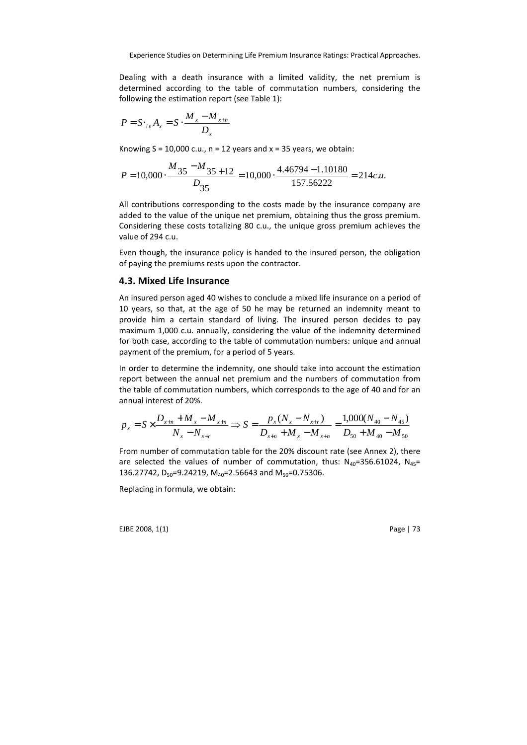Dealing with a death insurance with a limited validity, the net premium is determined according to the table of commutation numbers, considering the following the estimation report (see Table 1):

$$P = S \cdot {}_{/n}A_x = S \cdot \frac{M_x - M_{x+n}}{D_x}$$

Knowing S = 10,000 c.u., n = 12 years and x = 35 years, we obtain:

$$P = 10{,}000 \cdot \frac{M_{35} - M_{35+12}}{D_{35}} = 10{,}000 \cdot \frac{4.46794 - 1.10180}{157.56222} = 214 c.u.$$

All contributions corresponding to the costs made by the insurance company are added to the value of the unique net premium, obtaining thus the gross premium. Considering these costs totalizing 80 c.u., the unique gross premium achieves the value of 294 c.u.

Even though, the insurance policy is handed to the insured person, the obligation of paying the premiums rests upon the contractor.

### 4.3. Mixed Life Insurance

An insured person aged 40 wishes to conclude a mixed life insurance on a period of 10 years, so that, at the age of 50 he may be returned an indemnity meant to provide him a certain standard of living. The insured person decides to pay maximum 1,000 c.u. annually, considering the value of the indemnity determined for both case, according to the table of commutation numbers: unique and annual payment of the premium, for a period of 5 years.

In order to determine the indemnity, one should take into account the estimation report between the annual net premium and the numbers of commutation from the table of commutation numbers, which corresponds to the age of 40 and for an annual interest of 20%.

$$p_x = S \times \frac{D_{x+n} + M_x - M_{x+n}}{N_x - N_{x+r}} \Rightarrow S = \frac{p_x (N_x - N_{x+r})}{D_{x+n} + M_x - M_{x+n}} = \frac{1{,}000(N_{40} - N_{45})}{D_{50} + M_{40} - M_{50}}$$

From number of commutation table for the 20% discount rate (see Annex 2), there are selected the values of number of commutation, thus: $N_{40}$=356.61024, $N_{45}$= 136.27742, $D_{50}$=9.24219, $M_{40}$=2.56643 and $M_{50}$=0.75306.

Replacing in formula, we obtain: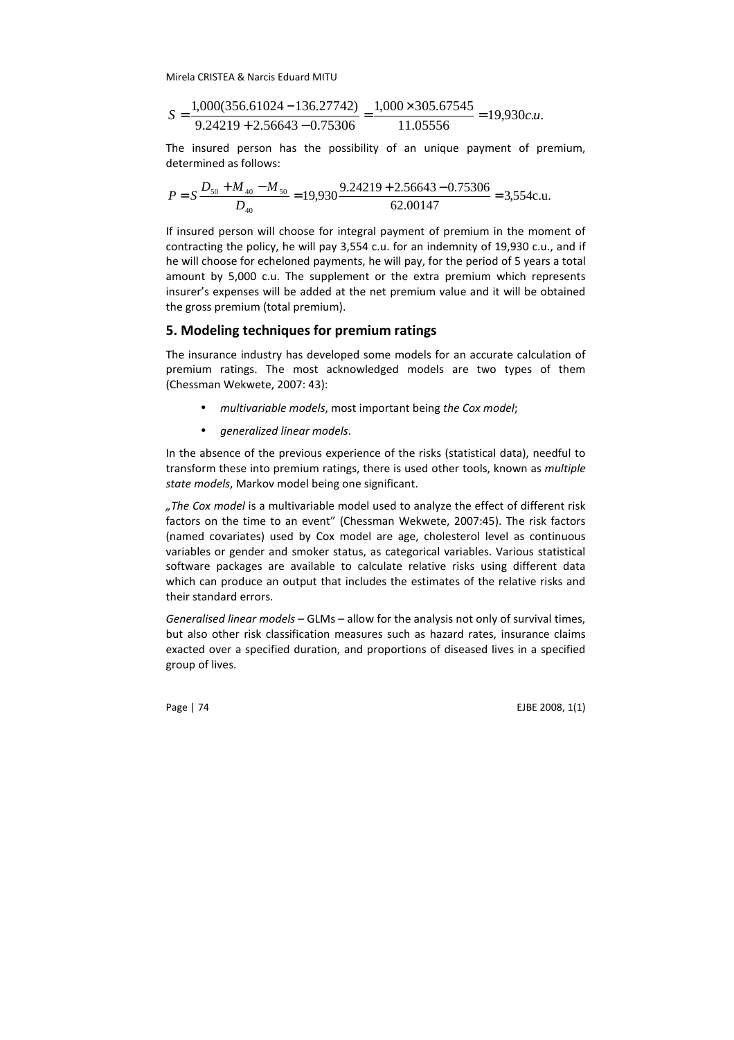$$S = \frac{1{,}000(356.61024 - 136.27742)}{9.24219 + 2.56643 - 0.75306} = \frac{1{,}000 \times 305.67545}{11.05556} = 19{,}930 c.u.$$

The insured person has the possibility of an unique payment of premium, determined as follows:

$$P = S\frac{D_{50} + M_{40} - M_{50}}{D_{40}} = 19{,}930\frac{9.24219 + 2.56643 - 0.75306}{62.00147} = 3{,}554\text{c.u.}$$

If insured person will choose for integral payment of premium in the moment of contracting the policy, he will pay 3,554 c.u. for an indemnity of 19,930 c.u., and if he will choose for echeloned payments, he will pay, for the period of 5 years a total amount by 5,000 c.u. The supplement or the extra premium which represents insurer's expenses will be added at the net premium value and it will be obtained the gross premium (total premium).

## 5. Modeling techniques for premium ratings

The insurance industry has developed some models for an accurate calculation of premium ratings. The most acknowledged models are two types of them (Chessman Wekwete, 2007: 43):

- *multivariable models*, most important being *the Cox model*;
- *generalized linear models*.

In the absence of the previous experience of the risks (statistical data), needful to transform these into premium ratings, there is used other tools, known as *multiple state models*, Markov model being one significant.

*„The Cox model* is a multivariable model used to analyze the effect of different risk factors on the time to an event" (Chessman Wekwete, 2007:45). The risk factors (named covariates) used by Cox model are age, cholesterol level as continuous variables or gender and smoker status, as categorical variables. Various statistical software packages are available to calculate relative risks using different data which can produce an output that includes the estimates of the relative risks and their standard errors.

*Generalised linear models* – GLMs – allow for the analysis not only of survival times, but also other risk classification measures such as hazard rates, insurance claims exacted over a specified duration, and proportions of diseased lives in a specified group of lives.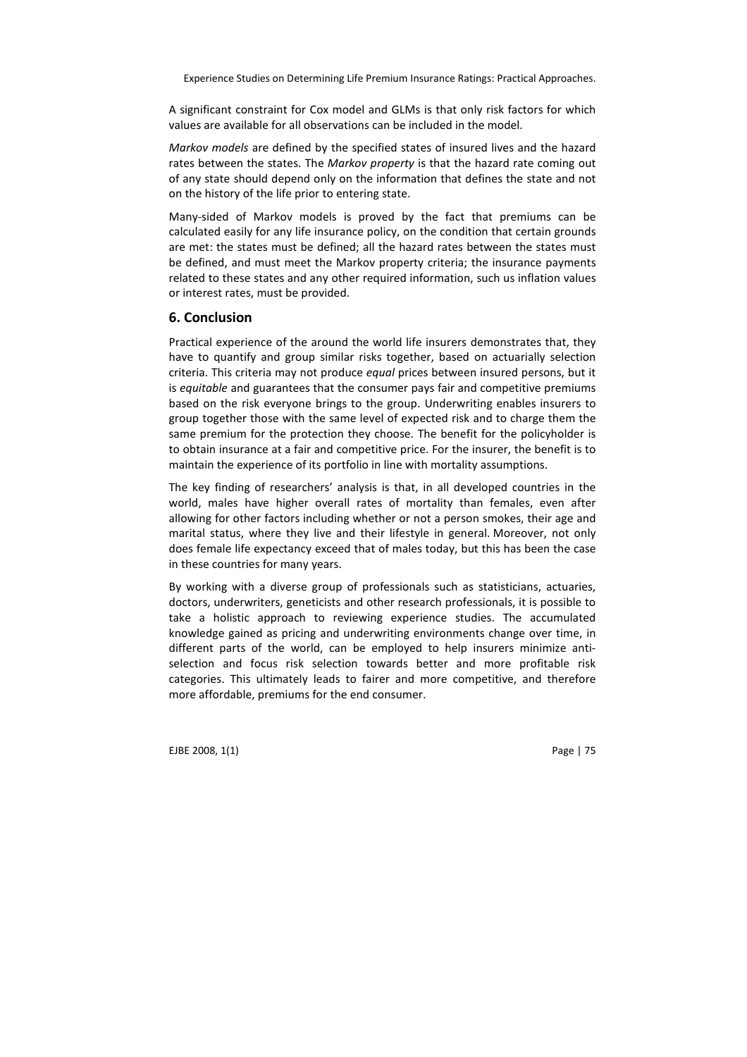A significant constraint for Cox model and GLMs is that only risk factors for which values are available for all observations can be included in the model.

*Markov models* are defined by the specified states of insured lives and the hazard rates between the states. The *Markov property* is that the hazard rate coming out of any state should depend only on the information that defines the state and not on the history of the life prior to entering state.

Many-sided of Markov models is proved by the fact that premiums can be calculated easily for any life insurance policy, on the condition that certain grounds are met: the states must be defined; all the hazard rates between the states must be defined, and must meet the Markov property criteria; the insurance payments related to these states and any other required information, such us inflation values or interest rates, must be provided.

## 6. Conclusion

Practical experience of the around the world life insurers demonstrates that, they have to quantify and group similar risks together, based on actuarially selection criteria. This criteria may not produce *equal* prices between insured persons, but it is *equitable* and guarantees that the consumer pays fair and competitive premiums based on the risk everyone brings to the group. Underwriting enables insurers to group together those with the same level of expected risk and to charge them the same premium for the protection they choose. The benefit for the policyholder is to obtain insurance at a fair and competitive price. For the insurer, the benefit is to maintain the experience of its portfolio in line with mortality assumptions.

The key finding of researchers' analysis is that, in all developed countries in the world, males have higher overall rates of mortality than females, even after allowing for other factors including whether or not a person smokes, their age and marital status, where they live and their lifestyle in general. Moreover, not only does female life expectancy exceed that of males today, but this has been the case in these countries for many years.

By working with a diverse group of professionals such as statisticians, actuaries, doctors, underwriters, geneticists and other research professionals, it is possible to take a holistic approach to reviewing experience studies. The accumulated knowledge gained as pricing and underwriting environments change over time, in different parts of the world, can be employed to help insurers minimize anti-selection and focus risk selection towards better and more profitable risk categories. This ultimately leads to fairer and more competitive, and therefore more affordable, premiums for the end consumer.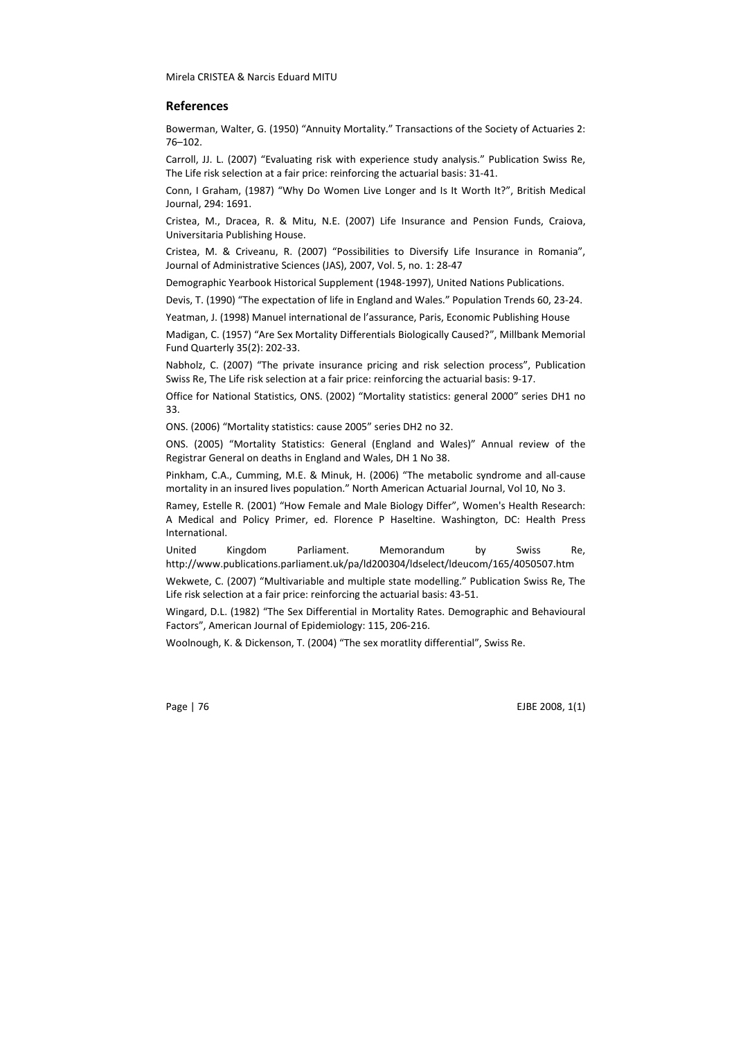## References

Bowerman, Walter, G. (1950) "Annuity Mortality." Transactions of the Society of Actuaries 2: 76–102.

Carroll, JJ. L. (2007) "Evaluating risk with experience study analysis." Publication Swiss Re, The Life risk selection at a fair price: reinforcing the actuarial basis: 31-41.

Conn, I Graham, (1987) "Why Do Women Live Longer and Is It Worth It?", British Medical Journal, 294: 1691.

Cristea, M., Dracea, R. & Mitu, N.E. (2007) Life Insurance and Pension Funds, Craiova, Universitaria Publishing House.

Cristea, M. & Criveanu, R. (2007) "Possibilities to Diversify Life Insurance in Romania", Journal of Administrative Sciences (JAS), 2007, Vol. 5, no. 1: 28-47

Demographic Yearbook Historical Supplement (1948-1997), United Nations Publications.

Devis, T. (1990) "The expectation of life in England and Wales." Population Trends 60, 23-24.

Yeatman, J. (1998) Manuel international de l'assurance, Paris, Economic Publishing House

Madigan, C. (1957) "Are Sex Mortality Differentials Biologically Caused?", Millbank Memorial Fund Quarterly 35(2): 202-33.

Nabholz, C. (2007) "The private insurance pricing and risk selection process", Publication Swiss Re, The Life risk selection at a fair price: reinforcing the actuarial basis: 9-17.

Office for National Statistics, ONS. (2002) "Mortality statistics: general 2000" series DH1 no 33.

ONS. (2006) "Mortality statistics: cause 2005" series DH2 no 32.

ONS. (2005) "Mortality Statistics: General (England and Wales)" Annual review of the Registrar General on deaths in England and Wales, DH 1 No 38.

Pinkham, C.A., Cumming, M.E. & Minuk, H. (2006) "The metabolic syndrome and all-cause mortality in an insured lives population." North American Actuarial Journal, Vol 10, No 3.

Ramey, Estelle R. (2001) "How Female and Male Biology Differ", Women's Health Research: A Medical and Policy Primer, ed. Florence P Haseltine. Washington, DC: Health Press International.

United Kingdom Parliament. Memorandum by Swiss Re, http://www.publications.parliament.uk/pa/ld200304/ldselect/ldeucom/165/4050507.htm

Wekwete, C. (2007) "Multivariable and multiple state modelling." Publication Swiss Re, The Life risk selection at a fair price: reinforcing the actuarial basis: 43-51.

Wingard, D.L. (1982) "The Sex Differential in Mortality Rates. Demographic and Behavioural Factors", American Journal of Epidemiology: 115, 206-216.

Woolnough, K. & Dickenson, T. (2004) "The sex moratlity differential", Swiss Re.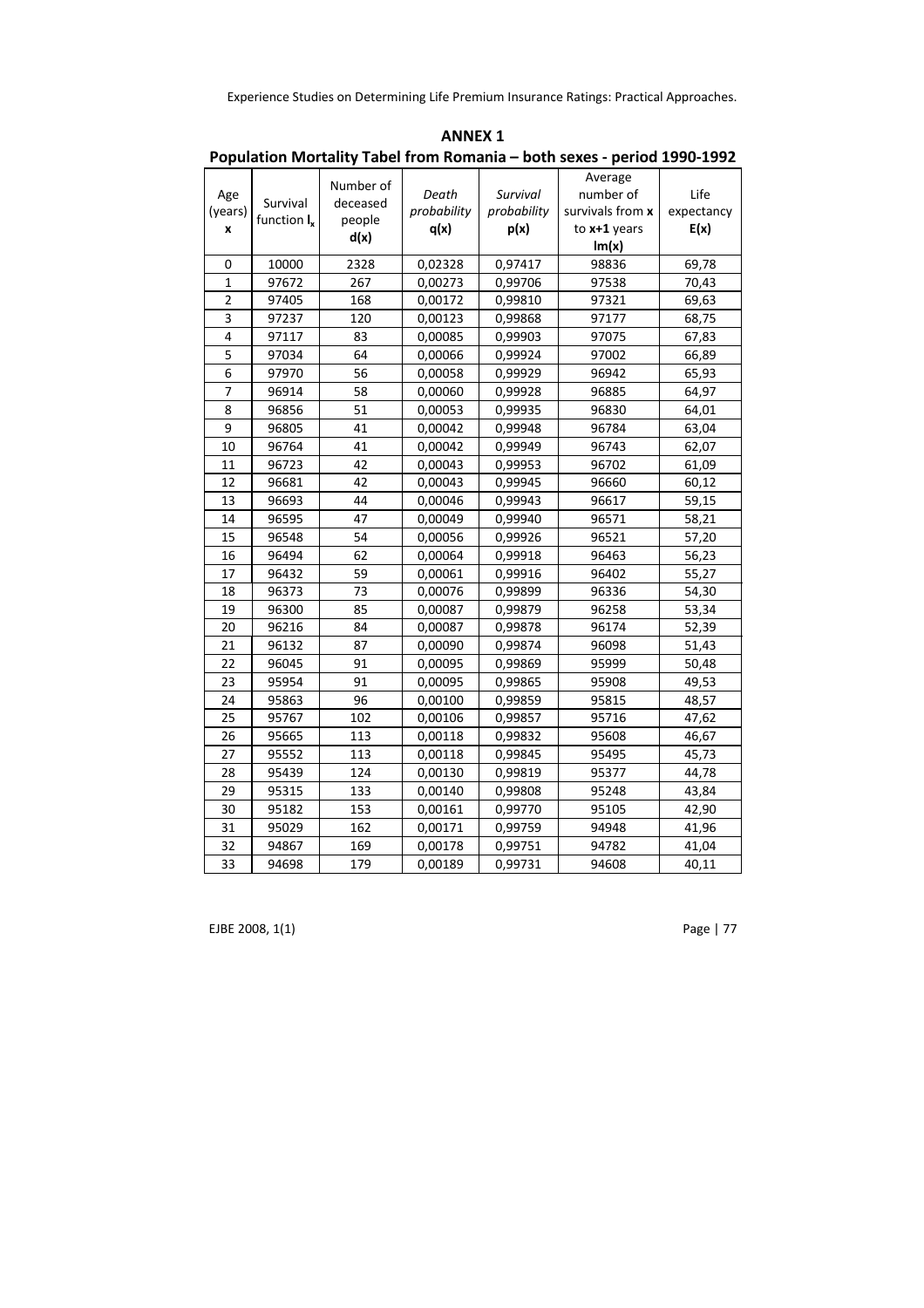## ANNEX 1

## Population Mortality Tabel from Romania – both sexes - period 1990-1992

| Age (years) **x** | Survival function $l_x$ | Number of deceased people **d(x)** | *Death probability* **q(x)** | *Survival probability* **p(x)** | Average number of survivals from **x** to **x+1** years **lm(x)** | Life expectancy **E(x)** |
|---|---|---|---|---|---|---|
| 0 | 10000 | 2328 | 0,02328 | 0,97417 | 98836 | 69,78 |
| 1 | 97672 | 267 | 0,00273 | 0,99706 | 97538 | 70,43 |
| 2 | 97405 | 168 | 0,00172 | 0,99810 | 97321 | 69,63 |
| 3 | 97237 | 120 | 0,00123 | 0,99868 | 97177 | 68,75 |
| 4 | 97117 | 83 | 0,00085 | 0,99903 | 97075 | 67,83 |
| 5 | 97034 | 64 | 0,00066 | 0,99924 | 97002 | 66,89 |
| 6 | 97970 | 56 | 0,00058 | 0,99929 | 96942 | 65,93 |
| 7 | 96914 | 58 | 0,00060 | 0,99928 | 96885 | 64,97 |
| 8 | 96856 | 51 | 0,00053 | 0,99935 | 96830 | 64,01 |
| 9 | 96805 | 41 | 0,00042 | 0,99948 | 96784 | 63,04 |
| 10 | 96764 | 41 | 0,00042 | 0,99949 | 96743 | 62,07 |
| 11 | 96723 | 42 | 0,00043 | 0,99953 | 96702 | 61,09 |
| 12 | 96681 | 42 | 0,00043 | 0,99945 | 96660 | 60,12 |
| 13 | 96693 | 44 | 0,00046 | 0,99943 | 96617 | 59,15 |
| 14 | 96595 | 47 | 0,00049 | 0,99940 | 96571 | 58,21 |
| 15 | 96548 | 54 | 0,00056 | 0,99926 | 96521 | 57,20 |
| 16 | 96494 | 62 | 0,00064 | 0,99918 | 96463 | 56,23 |
| 17 | 96432 | 59 | 0,00061 | 0,99916 | 96402 | 55,27 |
| 18 | 96373 | 73 | 0,00076 | 0,99899 | 96336 | 54,30 |
| 19 | 96300 | 85 | 0,00087 | 0,99879 | 96258 | 53,34 |
| 20 | 96216 | 84 | 0,00087 | 0,99878 | 96174 | 52,39 |
| 21 | 96132 | 87 | 0,00090 | 0,99874 | 96098 | 51,43 |
| 22 | 96045 | 91 | 0,00095 | 0,99869 | 95999 | 50,48 |
| 23 | 95954 | 91 | 0,00095 | 0,99865 | 95908 | 49,53 |
| 24 | 95863 | 96 | 0,00100 | 0,99859 | 95815 | 48,57 |
| 25 | 95767 | 102 | 0,00106 | 0,99857 | 95716 | 47,62 |
| 26 | 95665 | 113 | 0,00118 | 0,99832 | 95608 | 46,67 |
| 27 | 95552 | 113 | 0,00118 | 0,99845 | 95495 | 45,73 |
| 28 | 95439 | 124 | 0,00130 | 0,99819 | 95377 | 44,78 |
| 29 | 95315 | 133 | 0,00140 | 0,99808 | 95248 | 43,84 |
| 30 | 95182 | 153 | 0,00161 | 0,99770 | 95105 | 42,90 |
| 31 | 95029 | 162 | 0,00171 | 0,99759 | 94948 | 41,96 |
| 32 | 94867 | 169 | 0,00178 | 0,99751 | 94782 | 41,04 |
| 33 | 94698 | 179 | 0,00189 | 0,99731 | 94608 | 40,11 |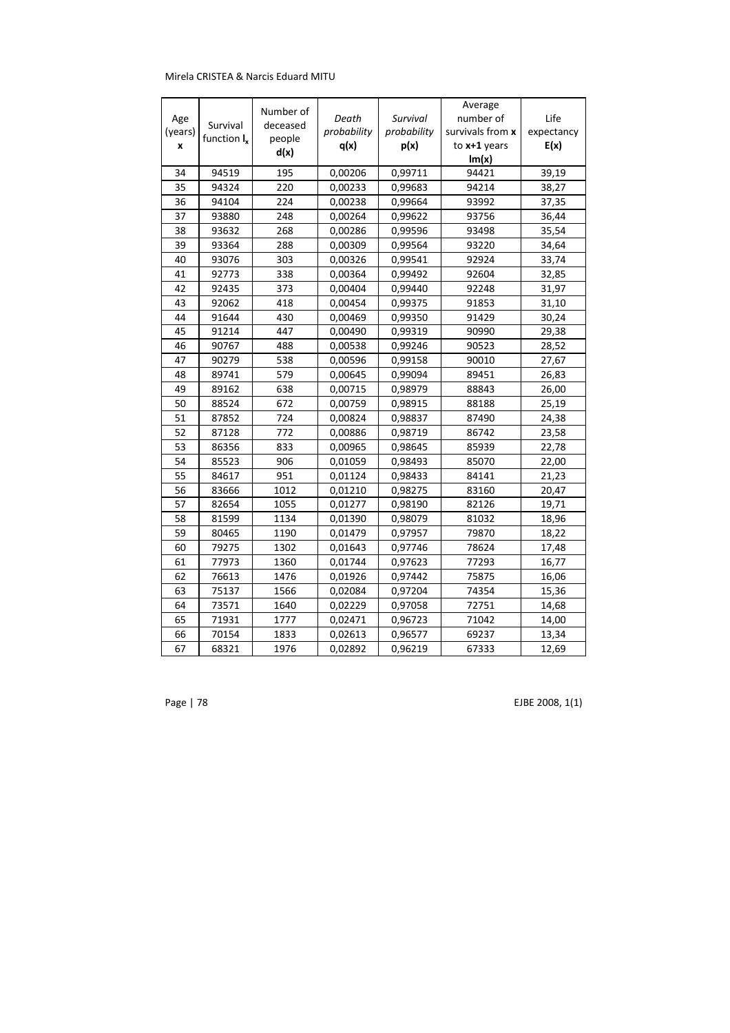| Age (years) x | Survival function $l_x$ | Number of deceased people d(x) | *Death probability* q(x) | *Survival probability* p(x) | Average number of survivals from **x** to **x+1** years lm(x) | Life expectancy E(x) |
|---|---|---|---|---|---|---|
| 34 | 94519 | 195 | 0,00206 | 0,99711 | 94421 | 39,19 |
| 35 | 94324 | 220 | 0,00233 | 0,99683 | 94214 | 38,27 |
| 36 | 94104 | 224 | 0,00238 | 0,99664 | 93992 | 37,35 |
| 37 | 93880 | 248 | 0,00264 | 0,99622 | 93756 | 36,44 |
| 38 | 93632 | 268 | 0,00286 | 0,99596 | 93498 | 35,54 |
| 39 | 93364 | 288 | 0,00309 | 0,99564 | 93220 | 34,64 |
| 40 | 93076 | 303 | 0,00326 | 0,99541 | 92924 | 33,74 |
| 41 | 92773 | 338 | 0,00364 | 0,99492 | 92604 | 32,85 |
| 42 | 92435 | 373 | 0,00404 | 0,99440 | 92248 | 31,97 |
| 43 | 92062 | 418 | 0,00454 | 0,99375 | 91853 | 31,10 |
| 44 | 91644 | 430 | 0,00469 | 0,99350 | 91429 | 30,24 |
| 45 | 91214 | 447 | 0,00490 | 0,99319 | 90990 | 29,38 |
| 46 | 90767 | 488 | 0,00538 | 0,99246 | 90523 | 28,52 |
| 47 | 90279 | 538 | 0,00596 | 0,99158 | 90010 | 27,67 |
| 48 | 89741 | 579 | 0,00645 | 0,99094 | 89451 | 26,83 |
| 49 | 89162 | 638 | 0,00715 | 0,98979 | 88843 | 26,00 |
| 50 | 88524 | 672 | 0,00759 | 0,98915 | 88188 | 25,19 |
| 51 | 87852 | 724 | 0,00824 | 0,98837 | 87490 | 24,38 |
| 52 | 87128 | 772 | 0,00886 | 0,98719 | 86742 | 23,58 |
| 53 | 86356 | 833 | 0,00965 | 0,98645 | 85939 | 22,78 |
| 54 | 85523 | 906 | 0,01059 | 0,98493 | 85070 | 22,00 |
| 55 | 84617 | 951 | 0,01124 | 0,98433 | 84141 | 21,23 |
| 56 | 83666 | 1012 | 0,01210 | 0,98275 | 83160 | 20,47 |
| 57 | 82654 | 1055 | 0,01277 | 0,98190 | 82126 | 19,71 |
| 58 | 81599 | 1134 | 0,01390 | 0,98079 | 81032 | 18,96 |
| 59 | 80465 | 1190 | 0,01479 | 0,97957 | 79870 | 18,22 |
| 60 | 79275 | 1302 | 0,01643 | 0,97746 | 78624 | 17,48 |
| 61 | 77973 | 1360 | 0,01744 | 0,97623 | 77293 | 16,77 |
| 62 | 76613 | 1476 | 0,01926 | 0,97442 | 75875 | 16,06 |
| 63 | 75137 | 1566 | 0,02084 | 0,97204 | 74354 | 15,36 |
| 64 | 73571 | 1640 | 0,02229 | 0,97058 | 72751 | 14,68 |
| 65 | 71931 | 1777 | 0,02471 | 0,96723 | 71042 | 14,00 |
| 66 | 70154 | 1833 | 0,02613 | 0,96577 | 69237 | 13,34 |
| 67 | 68321 | 1976 | 0,02892 | 0,96219 | 67333 | 12,69 |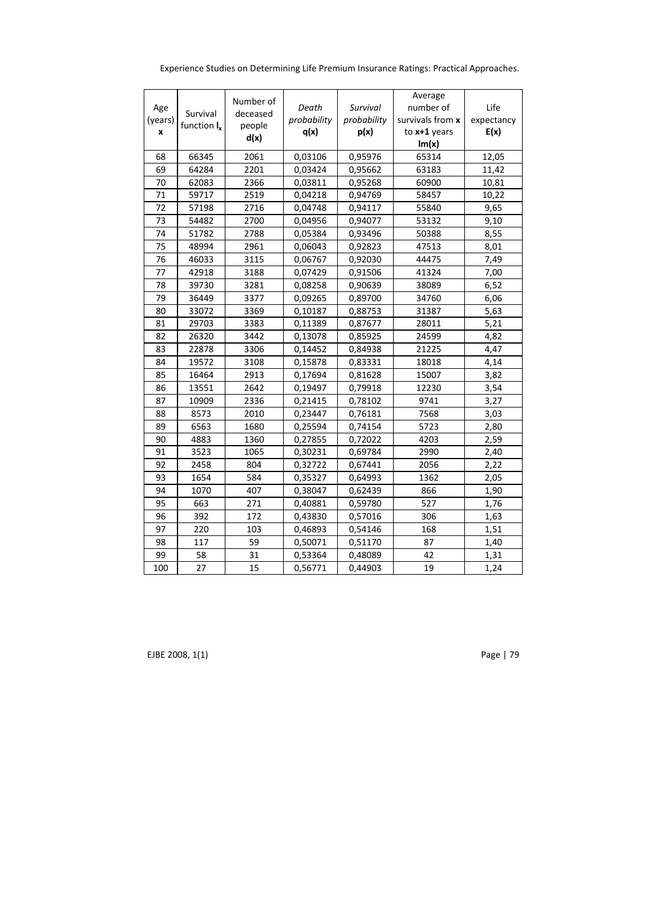| Age (years) x | Survival function $l_x$ | Number of deceased people d(x) | *Death probability* q(x) | *Survival probability* p(x) | Average number of survivals from **x** to **x+1** years lm(x) | Life expectancy E(x) |
|---|---|---|---|---|---|---|
| 68 | 66345 | 2061 | 0,03106 | 0,95976 | 65314 | 12,05 |
| 69 | 64284 | 2201 | 0,03424 | 0,95662 | 63183 | 11,42 |
| 70 | 62083 | 2366 | 0,03811 | 0,95268 | 60900 | 10,81 |
| 71 | 59717 | 2519 | 0,04218 | 0,94769 | 58457 | 10,22 |
| 72 | 57198 | 2716 | 0,04748 | 0,94117 | 55840 | 9,65 |
| 73 | 54482 | 2700 | 0,04956 | 0,94077 | 53132 | 9,10 |
| 74 | 51782 | 2788 | 0,05384 | 0,93496 | 50388 | 8,55 |
| 75 | 48994 | 2961 | 0,06043 | 0,92823 | 47513 | 8,01 |
| 76 | 46033 | 3115 | 0,06767 | 0,92030 | 44475 | 7,49 |
| 77 | 42918 | 3188 | 0,07429 | 0,91506 | 41324 | 7,00 |
| 78 | 39730 | 3281 | 0,08258 | 0,90639 | 38089 | 6,52 |
| 79 | 36449 | 3377 | 0,09265 | 0,89700 | 34760 | 6,06 |
| 80 | 33072 | 3369 | 0,10187 | 0,88753 | 31387 | 5,63 |
| 81 | 29703 | 3383 | 0,11389 | 0,87677 | 28011 | 5,21 |
| 82 | 26320 | 3442 | 0,13078 | 0,85925 | 24599 | 4,82 |
| 83 | 22878 | 3306 | 0,14452 | 0,84938 | 21225 | 4,47 |
| 84 | 19572 | 3108 | 0,15878 | 0,83331 | 18018 | 4,14 |
| 85 | 16464 | 2913 | 0,17694 | 0,81628 | 15007 | 3,82 |
| 86 | 13551 | 2642 | 0,19497 | 0,79918 | 12230 | 3,54 |
| 87 | 10909 | 2336 | 0,21415 | 0,78102 | 9741 | 3,27 |
| 88 | 8573 | 2010 | 0,23447 | 0,76181 | 7568 | 3,03 |
| 89 | 6563 | 1680 | 0,25594 | 0,74154 | 5723 | 2,80 |
| 90 | 4883 | 1360 | 0,27855 | 0,72022 | 4203 | 2,59 |
| 91 | 3523 | 1065 | 0,30231 | 0,69784 | 2990 | 2,40 |
| 92 | 2458 | 804 | 0,32722 | 0,67441 | 2056 | 2,22 |
| 93 | 1654 | 584 | 0,35327 | 0,64993 | 1362 | 2,05 |
| 94 | 1070 | 407 | 0,38047 | 0,62439 | 866 | 1,90 |
| 95 | 663 | 271 | 0,40881 | 0,59780 | 527 | 1,76 |
| 96 | 392 | 172 | 0,43830 | 0,57016 | 306 | 1,63 |
| 97 | 220 | 103 | 0,46893 | 0,54146 | 168 | 1,51 |
| 98 | 117 | 59 | 0,50071 | 0,51170 | 87 | 1,40 |
| 99 | 58 | 31 | 0,53364 | 0,48089 | 42 | 1,31 |
| 100 | 27 | 15 | 0,56771 | 0,44903 | 19 | 1,24 |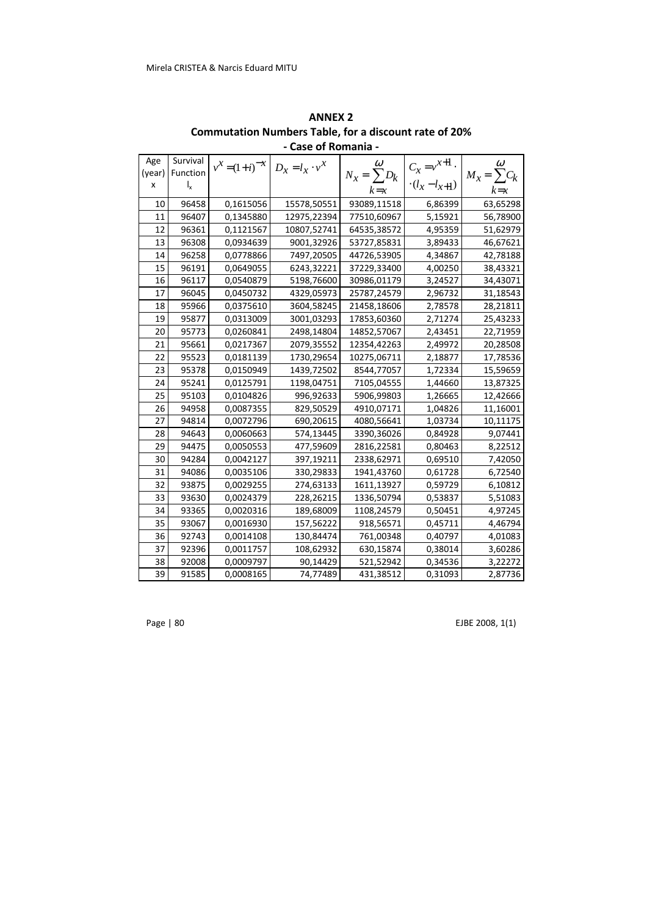**ANNEX 2**

**Commutation Numbers Table, for a discount rate of 20%**

**- Case of Romania -**

| Age (year) x | Survival Function $l_x$ | $v^x = (1+i)^{-x}$ | $D_x = l_x \cdot v^x$ | $N_x = \sum_{k=x}^{\omega} D_k$ | $C_x = v^{x+1} \cdot (l_x - l_{x+1})$ | $M_x = \sum_{k=x}^{\omega} C_k$ |
|---|---|---|---|---|---|---|
| 10 | 96458 | 0,1615056 | 15578,50551 | 93089,11518 | 6,86399 | 63,65298 |
| 11 | 96407 | 0,1345880 | 12975,22394 | 77510,60967 | 5,15921 | 56,78900 |
| 12 | 96361 | 0,1121567 | 10807,52741 | 64535,38572 | 4,95359 | 51,62979 |
| 13 | 96308 | 0,0934639 | 9001,32926 | 53727,85831 | 3,89433 | 46,67621 |
| 14 | 96258 | 0,0778866 | 7497,20505 | 44726,53905 | 4,34867 | 42,78188 |
| 15 | 96191 | 0,0649055 | 6243,32221 | 37229,33400 | 4,00250 | 38,43321 |
| 16 | 96117 | 0,0540879 | 5198,76600 | 30986,01179 | 3,24527 | 34,43071 |
| 17 | 96045 | 0,0450732 | 4329,05973 | 25787,24579 | 2,96732 | 31,18543 |
| 18 | 95966 | 0,0375610 | 3604,58245 | 21458,18606 | 2,78578 | 28,21811 |
| 19 | 95877 | 0,0313009 | 3001,03293 | 17853,60360 | 2,71274 | 25,43233 |
| 20 | 95773 | 0,0260841 | 2498,14804 | 14852,57067 | 2,43451 | 22,71959 |
| 21 | 95661 | 0,0217367 | 2079,35552 | 12354,42263 | 2,49972 | 20,28508 |
| 22 | 95523 | 0,0181139 | 1730,29654 | 10275,06711 | 2,18877 | 17,78536 |
| 23 | 95378 | 0,0150949 | 1439,72502 | 8544,77057 | 1,72334 | 15,59659 |
| 24 | 95241 | 0,0125791 | 1198,04751 | 7105,04555 | 1,44660 | 13,87325 |
| 25 | 95103 | 0,0104826 | 996,92633 | 5906,99803 | 1,26665 | 12,42666 |
| 26 | 94958 | 0,0087355 | 829,50529 | 4910,07171 | 1,04826 | 11,16001 |
| 27 | 94814 | 0,0072796 | 690,20615 | 4080,56641 | 1,03734 | 10,11175 |
| 28 | 94643 | 0,0060663 | 574,13445 | 3390,36026 | 0,84928 | 9,07441 |
| 29 | 94475 | 0,0050553 | 477,59609 | 2816,22581 | 0,80463 | 8,22512 |
| 30 | 94284 | 0,0042127 | 397,19211 | 2338,62971 | 0,69510 | 7,42050 |
| 31 | 94086 | 0,0035106 | 330,29833 | 1941,43760 | 0,61728 | 6,72540 |
| 32 | 93875 | 0,0029255 | 274,63133 | 1611,13927 | 0,59729 | 6,10812 |
| 33 | 93630 | 0,0024379 | 228,26215 | 1336,50794 | 0,53837 | 5,51083 |
| 34 | 93365 | 0,0020316 | 189,68009 | 1108,24579 | 0,50451 | 4,97245 |
| 35 | 93067 | 0,0016930 | 157,56222 | 918,56571 | 0,45711 | 4,46794 |
| 36 | 92743 | 0,0014108 | 130,84474 | 761,00348 | 0,40797 | 4,01083 |
| 37 | 92396 | 0,0011757 | 108,62932 | 630,15874 | 0,38014 | 3,60286 |
| 38 | 92008 | 0,0009797 | 90,14429 | 521,52942 | 0,34536 | 3,22272 |
| 39 | 91585 | 0,0008165 | 74,77489 | 431,38512 | 0,31093 | 2,87736 |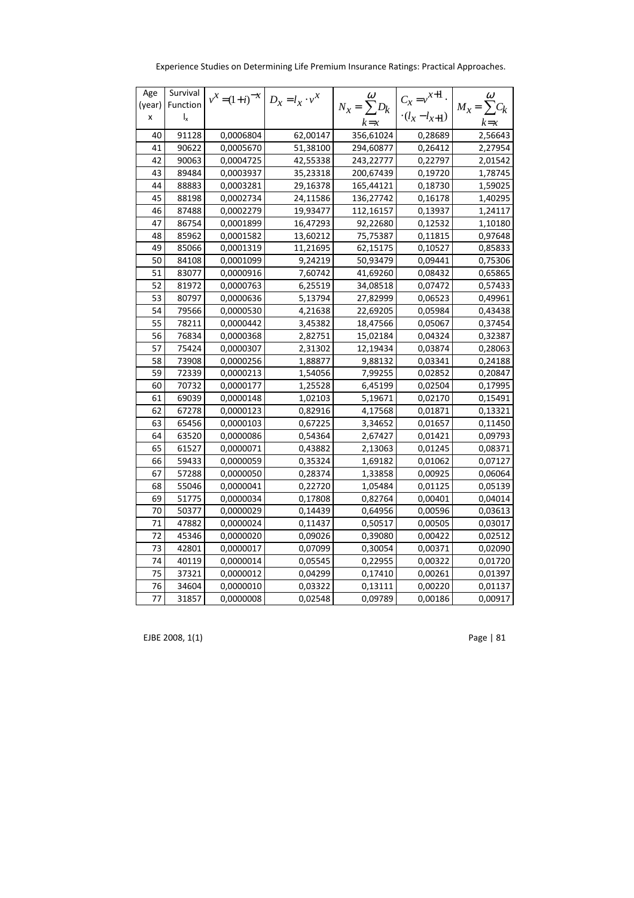| Age (year) x | Survival Function $l_x$ | $v^x = (1+i)^{-x}$ | $D_x = l_x \cdot v^x$ | $N_x = \sum_{k=x}^{\omega} D_k$ | $C_x = v^{x+1} \cdot (l_x - l_{x+1})$ | $M_x = \sum_{k=x}^{\omega} C_k$ |
|---|---|---|---|---|---|---|
| 40 | 91128 | 0,0006804 | 62,00147 | 356,61024 | 0,28689 | 2,56643 |
| 41 | 90622 | 0,0005670 | 51,38100 | 294,60877 | 0,26412 | 2,27954 |
| 42 | 90063 | 0,0004725 | 42,55338 | 243,22777 | 0,22797 | 2,01542 |
| 43 | 89484 | 0,0003937 | 35,23318 | 200,67439 | 0,19720 | 1,78745 |
| 44 | 88883 | 0,0003281 | 29,16378 | 165,44121 | 0,18730 | 1,59025 |
| 45 | 88198 | 0,0002734 | 24,11586 | 136,27742 | 0,16178 | 1,40295 |
| 46 | 87488 | 0,0002279 | 19,93477 | 112,16157 | 0,13937 | 1,24117 |
| 47 | 86754 | 0,0001899 | 16,47293 | 92,22680 | 0,12532 | 1,10180 |
| 48 | 85962 | 0,0001582 | 13,60212 | 75,75387 | 0,11815 | 0,97648 |
| 49 | 85066 | 0,0001319 | 11,21695 | 62,15175 | 0,10527 | 0,85833 |
| 50 | 84108 | 0,0001099 | 9,24219 | 50,93479 | 0,09441 | 0,75306 |
| 51 | 83077 | 0,0000916 | 7,60742 | 41,69260 | 0,08432 | 0,65865 |
| 52 | 81972 | 0,0000763 | 6,25519 | 34,08518 | 0,07472 | 0,57433 |
| 53 | 80797 | 0,0000636 | 5,13794 | 27,82999 | 0,06523 | 0,49961 |
| 54 | 79566 | 0,0000530 | 4,21638 | 22,69205 | 0,05984 | 0,43438 |
| 55 | 78211 | 0,0000442 | 3,45382 | 18,47566 | 0,05067 | 0,37454 |
| 56 | 76834 | 0,0000368 | 2,82751 | 15,02184 | 0,04324 | 0,32387 |
| 57 | 75424 | 0,0000307 | 2,31302 | 12,19434 | 0,03874 | 0,28063 |
| 58 | 73908 | 0,0000256 | 1,88877 | 9,88132 | 0,03341 | 0,24188 |
| 59 | 72339 | 0,0000213 | 1,54056 | 7,99255 | 0,02852 | 0,20847 |
| 60 | 70732 | 0,0000177 | 1,25528 | 6,45199 | 0,02504 | 0,17995 |
| 61 | 69039 | 0,0000148 | 1,02103 | 5,19671 | 0,02170 | 0,15491 |
| 62 | 67278 | 0,0000123 | 0,82916 | 4,17568 | 0,01871 | 0,13321 |
| 63 | 65456 | 0,0000103 | 0,67225 | 3,34652 | 0,01657 | 0,11450 |
| 64 | 63520 | 0,0000086 | 0,54364 | 2,67427 | 0,01421 | 0,09793 |
| 65 | 61527 | 0,0000071 | 0,43882 | 2,13063 | 0,01245 | 0,08371 |
| 66 | 59433 | 0,0000059 | 0,35324 | 1,69182 | 0,01062 | 0,07127 |
| 67 | 57288 | 0,0000050 | 0,28374 | 1,33858 | 0,00925 | 0,06064 |
| 68 | 55046 | 0,0000041 | 0,22720 | 1,05484 | 0,01125 | 0,05139 |
| 69 | 51775 | 0,0000034 | 0,17808 | 0,82764 | 0,00401 | 0,04014 |
| 70 | 50377 | 0,0000029 | 0,14439 | 0,64956 | 0,00596 | 0,03613 |
| 71 | 47882 | 0,0000024 | 0,11437 | 0,50517 | 0,00505 | 0,03017 |
| 72 | 45346 | 0,0000020 | 0,09026 | 0,39080 | 0,00422 | 0,02512 |
| 73 | 42801 | 0,0000017 | 0,07099 | 0,30054 | 0,00371 | 0,02090 |
| 74 | 40119 | 0,0000014 | 0,05545 | 0,22955 | 0,00322 | 0,01720 |
| 75 | 37321 | 0,0000012 | 0,04299 | 0,17410 | 0,00261 | 0,01397 |
| 76 | 34604 | 0,0000010 | 0,03322 | 0,13111 | 0,00220 | 0,01137 |
| 77 | 31857 | 0,0000008 | 0,02548 | 0,09789 | 0,00186 | 0,00917 |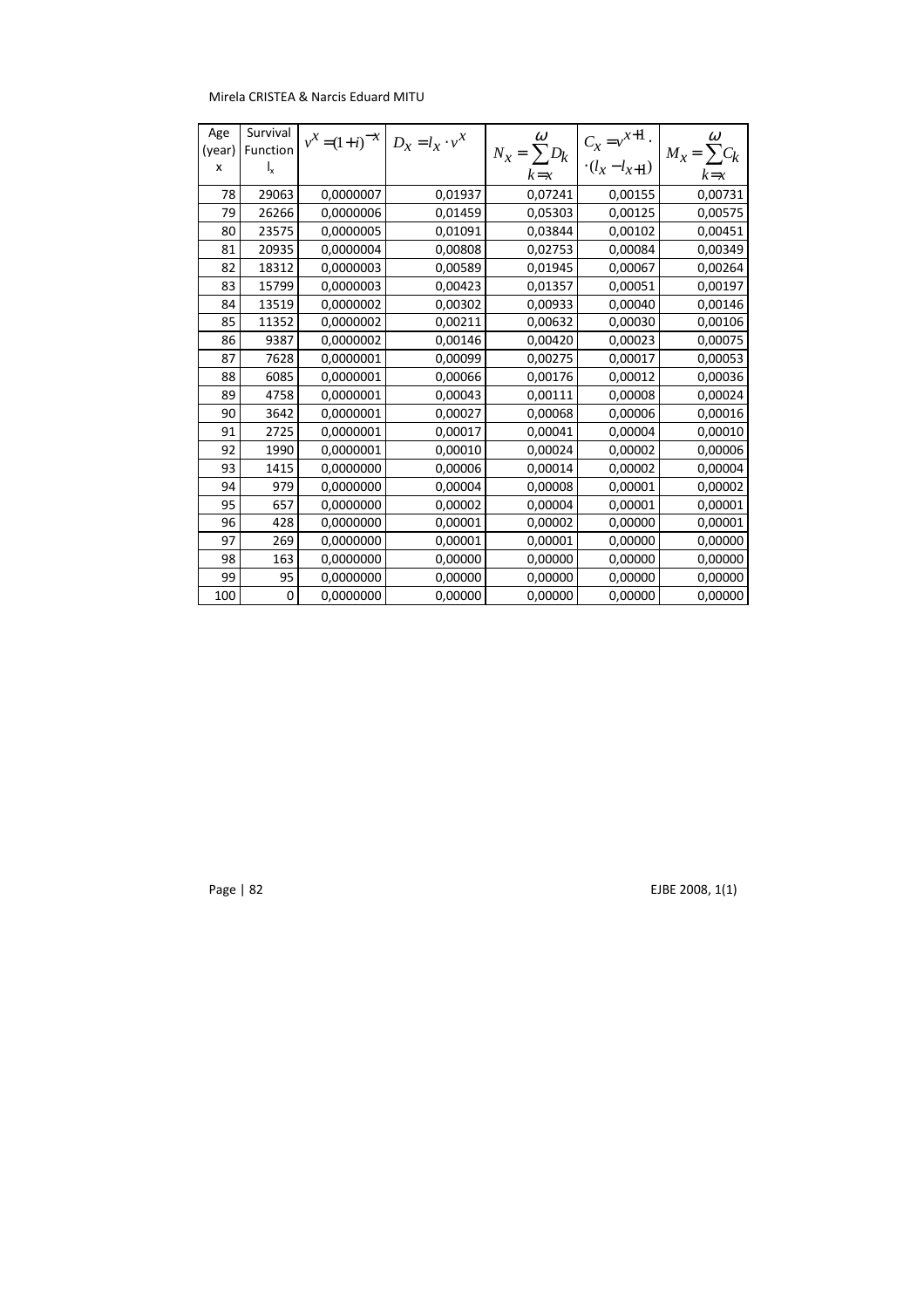| Age (year) x | Survival Function $l_x$ | $v^x = (1+i)^{-x}$ | $D_x = l_x \cdot v^x$ | $N_x = \sum_{k=x}^{\omega} D_k$ | $C_x = v^{x+1} \cdot (l_x - l_{x+1})$ | $M_x = \sum_{k=x}^{\omega} C_k$ |
|---|---|---|---|---|---|---|
| 78 | 29063 | 0,0000007 | 0,01937 | 0,07241 | 0,00155 | 0,00731 |
| 79 | 26266 | 0,0000006 | 0,01459 | 0,05303 | 0,00125 | 0,00575 |
| 80 | 23575 | 0,0000005 | 0,01091 | 0,03844 | 0,00102 | 0,00451 |
| 81 | 20935 | 0,0000004 | 0,00808 | 0,02753 | 0,00084 | 0,00349 |
| 82 | 18312 | 0,0000003 | 0,00589 | 0,01945 | 0,00067 | 0,00264 |
| 83 | 15799 | 0,0000003 | 0,00423 | 0,01357 | 0,00051 | 0,00197 |
| 84 | 13519 | 0,0000002 | 0,00302 | 0,00933 | 0,00040 | 0,00146 |
| 85 | 11352 | 0,0000002 | 0,00211 | 0,00632 | 0,00030 | 0,00106 |
| 86 | 9387 | 0,0000002 | 0,00146 | 0,00420 | 0,00023 | 0,00075 |
| 87 | 7628 | 0,0000001 | 0,00099 | 0,00275 | 0,00017 | 0,00053 |
| 88 | 6085 | 0,0000001 | 0,00066 | 0,00176 | 0,00012 | 0,00036 |
| 89 | 4758 | 0,0000001 | 0,00043 | 0,00111 | 0,00008 | 0,00024 |
| 90 | 3642 | 0,0000001 | 0,00027 | 0,00068 | 0,00006 | 0,00016 |
| 91 | 2725 | 0,0000001 | 0,00017 | 0,00041 | 0,00004 | 0,00010 |
| 92 | 1990 | 0,0000001 | 0,00010 | 0,00024 | 0,00002 | 0,00006 |
| 93 | 1415 | 0,0000000 | 0,00006 | 0,00014 | 0,00002 | 0,00004 |
| 94 | 979 | 0,0000000 | 0,00004 | 0,00008 | 0,00001 | 0,00002 |
| 95 | 657 | 0,0000000 | 0,00002 | 0,00004 | 0,00001 | 0,00001 |
| 96 | 428 | 0,0000000 | 0,00001 | 0,00002 | 0,00000 | 0,00001 |
| 97 | 269 | 0,0000000 | 0,00001 | 0,00001 | 0,00000 | 0,00000 |
| 98 | 163 | 0,0000000 | 0,00000 | 0,00000 | 0,00000 | 0,00000 |
| 99 | 95 | 0,0000000 | 0,00000 | 0,00000 | 0,00000 | 0,00000 |
| 100 | 0 | 0,0000000 | 0,00000 | 0,00000 | 0,00000 | 0,00000 |